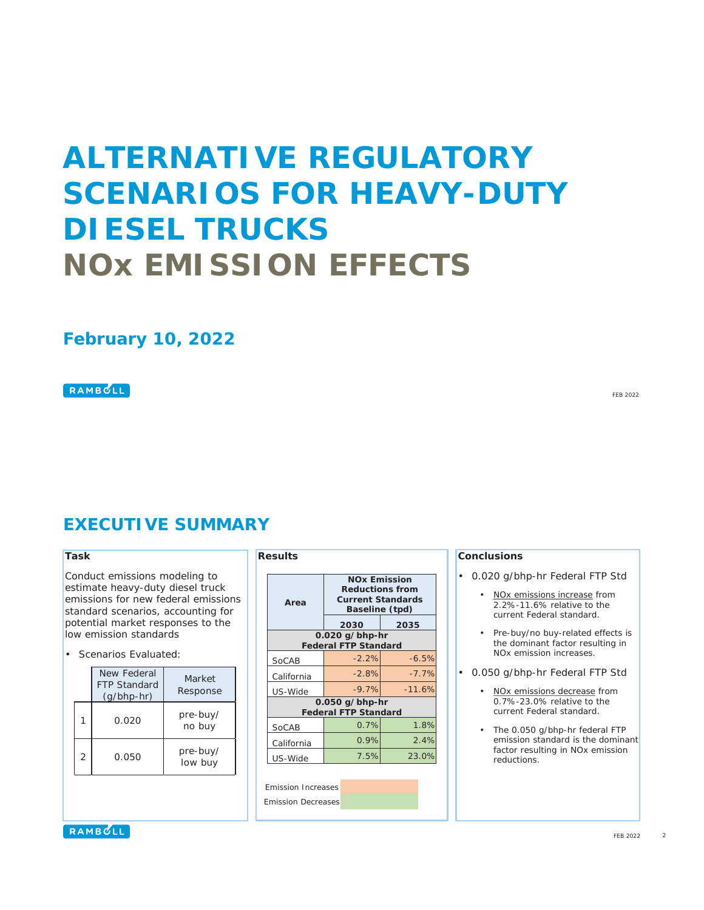# ALTERNATIVE REGULATORY SCENARIOS FOR HEAVY-DUTY DIESEL TRUCKS

# NOx EMISSION EFFECTS

**February 10, 2022**

## EXECUTIVE SUMMARY

### Task

Conduct emissions modeling to estimate heavy-duty diesel truck emissions for new federal emissions standard scenarios, accounting for potential market responses to the low emission standards

- Scenarios Evaluated:

| | New Federal FTP Standard (g/bhp-hr) | Market Response |
|---|---|---|
| 1 | 0.020 | pre-buy/ no buy |
| 2 | 0.050 | pre-buy/ low buy |

### Results

| Area | NOx Emission Reductions from Current Standards Baseline (tpd) | |
|---|---|---|
| | 2030 | 2035 |
| **0.020 g/bhp-hr Federal FTP Standard** | | |
| SoCAB | -2.2% | -6.5% |
| California | -2.8% | -7.7% |
| US-Wide | -9.7% | -11.6% |
| **0.050 g/bhp-hr Federal FTP Standard** | | |
| SoCAB | 0.7% | 1.8% |
| California | 0.9% | 2.4% |
| US-Wide | 7.5% | 23.0% |

Legend: Emission Increases (orange); Emission Decreases (green)

### Conclusions

- 0.020 g/bhp-hr Federal FTP Std
  - NOx emissions increase from 2.2%-11.6% relative to the current Federal standard.
  - Pre-buy/no buy-related effects is the dominant factor resulting in NOx emission increases.
- 0.050 g/bhp-hr Federal FTP Std
  - NOx emissions decrease from 0.7%-23.0% relative to the current Federal standard.
  - The 0.050 g/bhp-hr federal FTP emission standard is the dominant factor resulting in NOx emission reductions.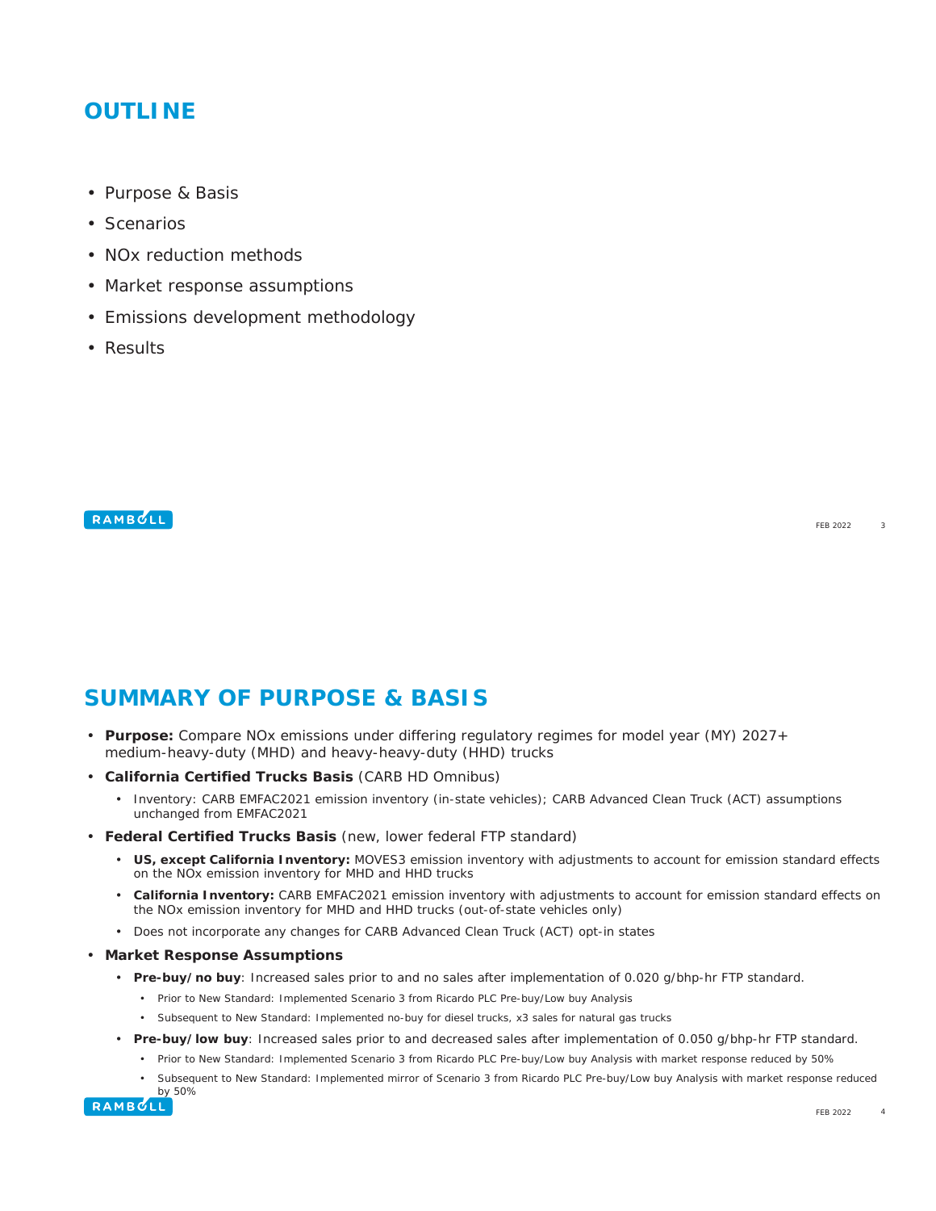# OUTLINE

- Purpose & Basis
- Scenarios
- NOx reduction methods
- Market response assumptions
- Emissions development methodology
- Results

# SUMMARY OF PURPOSE & BASIS

- **Purpose:** Compare NOx emissions under differing regulatory regimes for model year (MY) 2027+ medium-heavy-duty (MHD) and heavy-heavy-duty (HHD) trucks
- **California Certified Trucks Basis** (CARB HD Omnibus)
  - Inventory: CARB EMFAC2021 emission inventory (in-state vehicles); CARB Advanced Clean Truck (ACT) assumptions unchanged from EMFAC2021
- **Federal Certified Trucks Basis** (new, lower federal FTP standard)
  - **US, except California Inventory:** MOVES3 emission inventory with adjustments to account for emission standard effects on the NOx emission inventory for MHD and HHD trucks
  - **California Inventory:** CARB EMFAC2021 emission inventory with adjustments to account for emission standard effects on the NOx emission inventory for MHD and HHD trucks (out-of-state vehicles only)
  - Does not incorporate any changes for CARB Advanced Clean Truck (ACT) opt-in states
- **Market Response Assumptions**
  - **Pre-buy/no buy**: Increased sales prior to and no sales after implementation of 0.020 g/bhp-hr FTP standard.
    - Prior to New Standard: Implemented Scenario 3 from Ricardo PLC Pre-buy/Low buy Analysis
    - Subsequent to New Standard: Implemented no-buy for diesel trucks, x3 sales for natural gas trucks
  - **Pre-buy/low buy**: Increased sales prior to and decreased sales after implementation of 0.050 g/bhp-hr FTP standard.
    - Prior to New Standard: Implemented Scenario 3 from Ricardo PLC Pre-buy/Low buy Analysis with market response reduced by 50%
    - Subsequent to New Standard: Implemented mirror of Scenario 3 from Ricardo PLC Pre-buy/Low buy Analysis with market response reduced by 50%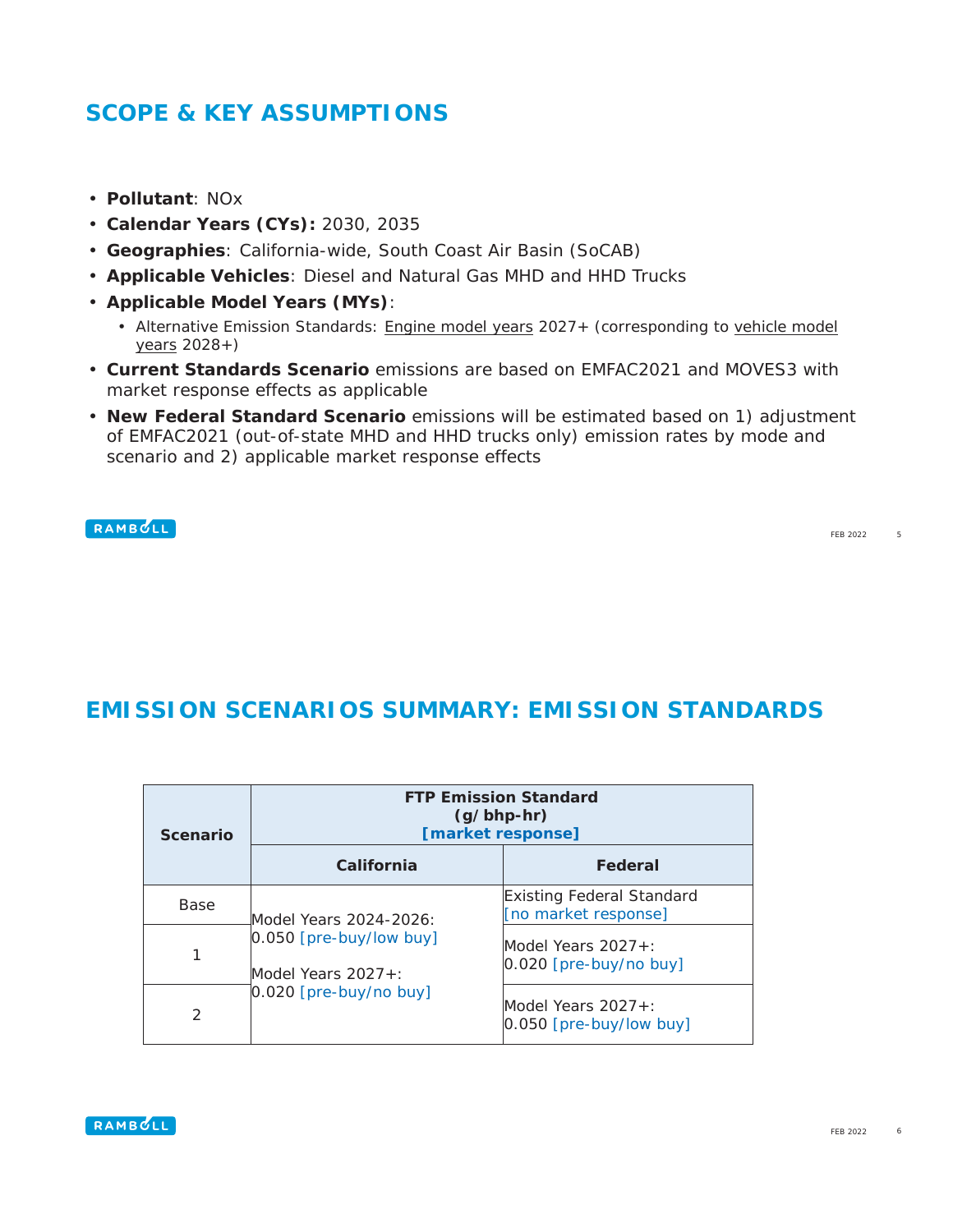## SCOPE & KEY ASSUMPTIONS

- **Pollutant**: NOx
- **Calendar Years (CYs):** 2030, 2035
- **Geographies**: California-wide, South Coast Air Basin (SoCAB)
- **Applicable Vehicles**: Diesel and Natural Gas MHD and HHD Trucks
- **Applicable Model Years (MYs)**:
  - Alternative Emission Standards: Engine model years 2027+ (corresponding to vehicle model years 2028+)
- **Current Standards Scenario** emissions are based on EMFAC2021 and MOVES3 with market response effects as applicable
- **New Federal Standard Scenario** emissions will be estimated based on 1) adjustment of EMFAC2021 (out-of-state MHD and HHD trucks only) emission rates by mode and scenario and 2) applicable market response effects

## EMISSION SCENARIOS SUMMARY: EMISSION STANDARDS

| Scenario | FTP Emission Standard (g/bhp-hr) [market response] | |
|---|---|---|
| | California | Federal |
| Base | Model Years 2024-2026: 0.050 [pre-buy/low buy]<br><br>Model Years 2027+: 0.020 [pre-buy/no buy] | Existing Federal Standard [no market response] |
| 1 | | Model Years 2027+: 0.020 [pre-buy/no buy] |
| 2 | | Model Years 2027+: 0.050 [pre-buy/low buy] |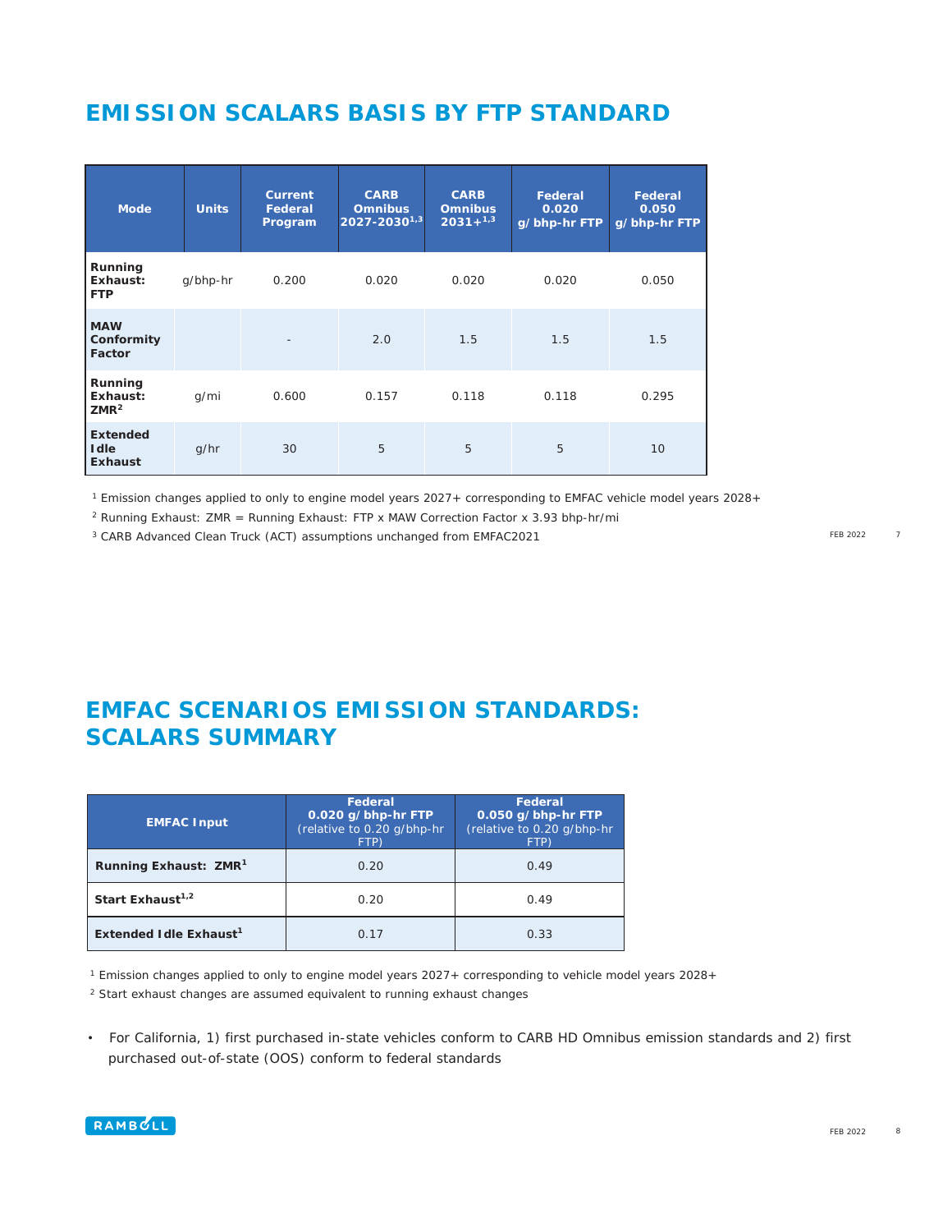# EMISSION SCALARS BASIS BY FTP STANDARD

| Mode | Units | Current Federal Program | CARB Omnibus 2027-2030[1,3] | CARB Omnibus 2031+[1,3] | Federal 0.020 g/bhp-hr FTP | Federal 0.050 g/bhp-hr FTP |
|---|---|---|---|---|---|---|
| **Running Exhaust: FTP** | g/bhp-hr | 0.200 | 0.020 | 0.020 | 0.020 | 0.050 |
| **MAW Conformity Factor** | | - | 2.0 | 1.5 | 1.5 | 1.5 |
| **Running Exhaust: ZMR[2]** | g/mi | 0.600 | 0.157 | 0.118 | 0.118 | 0.295 |
| **Extended Idle Exhaust** | g/hr | 30 | 5 | 5 | 5 | 10 |

[1] Emission changes applied to only to engine model years 2027+ corresponding to EMFAC vehicle model years 2028+

[2] Running Exhaust: ZMR = Running Exhaust: FTP x MAW Correction Factor x 3.93 bhp-hr/mi

[3] CARB Advanced Clean Truck (ACT) assumptions unchanged from EMFAC2021

# EMFAC SCENARIOS EMISSION STANDARDS: SCALARS SUMMARY

| EMFAC Input | Federal 0.020 g/bhp-hr FTP (relative to 0.20 g/bhp-hr FTP) | Federal 0.050 g/bhp-hr FTP (relative to 0.20 g/bhp-hr FTP) |
|---|---|---|
| **Running Exhaust: ZMR[1]** | 0.20 | 0.49 |
| **Start Exhaust[1,2]** | 0.20 | 0.49 |
| **Extended Idle Exhaust[1]** | 0.17 | 0.33 |

[1] Emission changes applied to only to engine model years 2027+ corresponding to vehicle model years 2028+

[2] Start exhaust changes are assumed equivalent to running exhaust changes

- For California, 1) first purchased in-state vehicles conform to CARB HD Omnibus emission standards and 2) first purchased out-of-state (OOS) conform to federal standards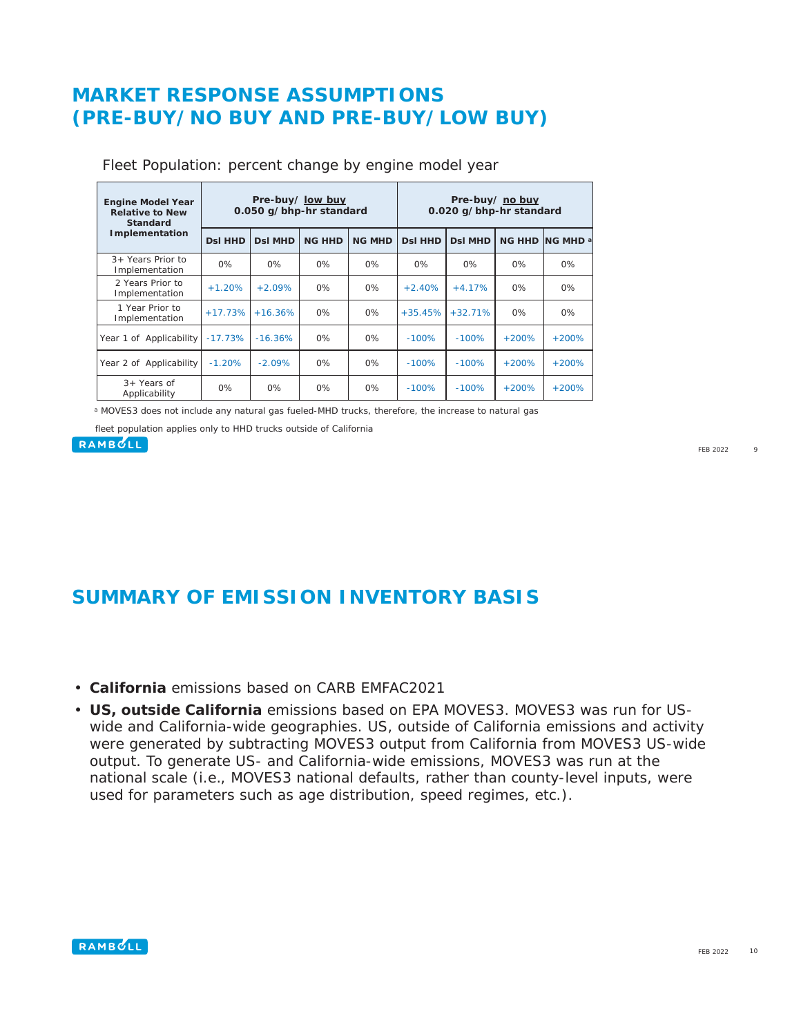# MARKET RESPONSE ASSUMPTIONS (PRE-BUY/NO BUY AND PRE-BUY/LOW BUY)

Fleet Population: percent change by engine model year

| Engine Model Year Relative to New Standard Implementation | Pre-buy/ low buy 0.050 g/bhp-hr standard | | | | Pre-buy/ no buy 0.020 g/bhp-hr standard | | | |
|---|---|---|---|---|---|---|---|---|
| | Dsl HHD | Dsl MHD | NG HHD | NG MHD | Dsl HHD | Dsl MHD | NG HHD | NG MHD [a] |
| 3+ Years Prior to Implementation | 0% | 0% | 0% | 0% | 0% | 0% | 0% | 0% |
| 2 Years Prior to Implementation | +1.20% | +2.09% | 0% | 0% | +2.40% | +4.17% | 0% | 0% |
| 1 Year Prior to Implementation | +17.73% | +16.36% | 0% | 0% | +35.45% | +32.71% | 0% | 0% |
| Year 1 of Applicability | -17.73% | -16.36% | 0% | 0% | -100% | -100% | +200% | +200% |
| Year 2 of Applicability | -1.20% | -2.09% | 0% | 0% | -100% | -100% | +200% | +200% |
| 3+ Years of Applicability | 0% | 0% | 0% | 0% | -100% | -100% | +200% | +200% |

[a] MOVES3 does not include any natural gas fueled-MHD trucks, therefore, the increase to natural gas fleet population applies only to HHD trucks outside of California

# SUMMARY OF EMISSION INVENTORY BASIS

- **California** emissions based on CARB EMFAC2021
- **US, outside California** emissions based on EPA MOVES3. MOVES3 was run for US-wide and California-wide geographies. US, outside of California emissions and activity were generated by subtracting MOVES3 output from California from MOVES3 US-wide output. To generate US- and California-wide emissions, MOVES3 was run at the national scale (i.e., MOVES3 national defaults, rather than county-level inputs, were used for parameters such as age distribution, speed regimes, etc.).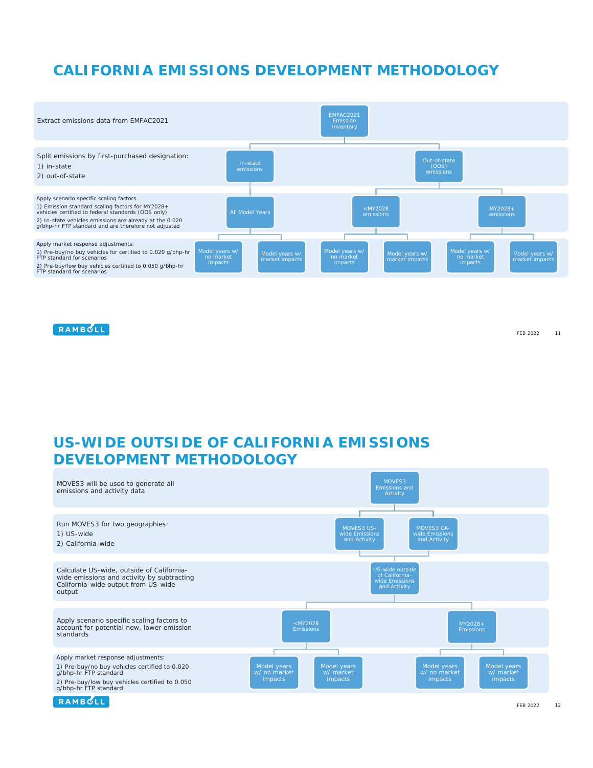# CALIFORNIA EMISSIONS DEVELOPMENT METHODOLOGY

Extract emissions data from EMFAC2021

- EMFAC2021 Emission Inventory

Split emissions by first-purchased designation:

1) in-state
2) out-of-state

- In-state emissions
- Out-of-state (OOS) emissions

Apply scenario specific scaling factors

1) Emission standard scaling factors for MY2028+ vehicles certified to federal standards (OOS only)
2) In-state vehicles emissions are already at the 0.020 g/bhp-hr FTP standard and are therefore not adjusted

- All Model Years
- <MY2028 emissions
- MY2028+ emissions

Apply market response adjustments:

1) Pre-buy/no buy vehicles for certified to 0.020 g/bhp-hr FTP standard for scenarios
2) Pre-buy/low buy vehicles certified to 0.050 g/bhp-hr FTP standard for scenarios

- Model years w/ no market impacts
- Model years w/ market impacts
- Model years w/ no market impacts
- Model years w/ market impacts
- Model years w/ no market impacts
- Model years w/ market impacts

# US-WIDE OUTSIDE OF CALIFORNIA EMISSIONS DEVELOPMENT METHODOLOGY

MOVES3 will be used to generate all emissions and activity data

- MOVES3 Emissions and Activity

Run MOVES3 for two geographies:

1) US-wide
2) California-wide

- MOVES3 US-wide Emissions and Activity
- MOVES3 CA-wide Emissions and Activity

Calculate US-wide, outside of California-wide emissions and activity by subtracting California-wide output from US-wide output

- US-wide outside of California-wide Emissions and Activity

Apply scenario specific scaling factors to account for potential new, lower emission standards

- <MY2028 Emissions
- MY2028+ Emissions

Apply market response adjustments:

1) Pre-buy/no buy vehicles certified to 0.020 g/bhp-hr FTP standard
2) Pre-buy/low buy vehicles certified to 0.050 g/bhp-hr FTP standard

- Model years w/ no market impacts
- Model years w/ market impacts
- Model years w/ no market impacts
- Model years w/ market impacts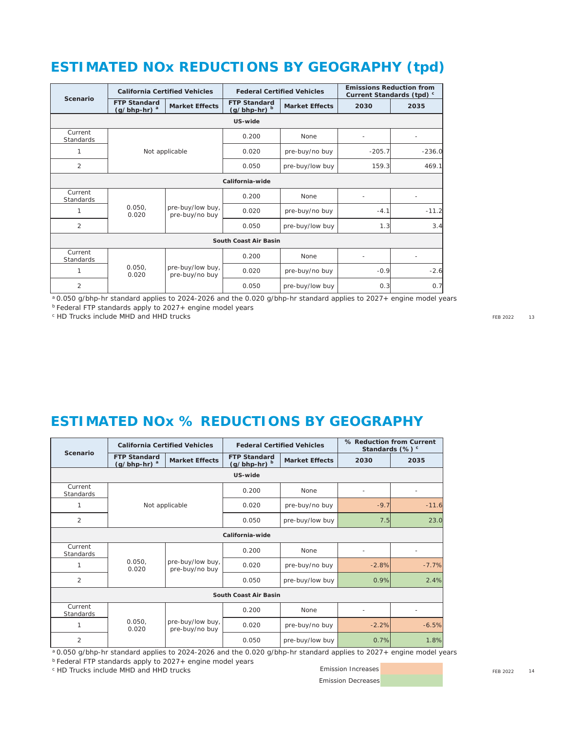# ESTIMATED NOx REDUCTIONS BY GEOGRAPHY (tpd)

| Scenario | California Certified Vehicles | | Federal Certified Vehicles | | Emissions Reduction from Current Standards (tpd) [c] | |
|---|---|---|---|---|---|---|
| | FTP Standard (g/bhp-hr) [a] | Market Effects | FTP Standard (g/bhp-hr) [b] | Market Effects | 2030 | 2035 |
| **US-wide** | | | | | | |
| Current Standards | Not applicable | | 0.200 | None | - | - |
| 1 | | | 0.020 | pre-buy/no buy | -205.7 | -236.0 |
| 2 | | | 0.050 | pre-buy/low buy | 159.3 | 469.1 |
| **California-wide** | | | | | | |
| Current Standards | 0.050, 0.020 | pre-buy/low buy, pre-buy/no buy | 0.200 | None | - | - |
| 1 | | | 0.020 | pre-buy/no buy | -4.1 | -11.2 |
| 2 | | | 0.050 | pre-buy/low buy | 1.3 | 3.4 |
| **South Coast Air Basin** | | | | | | |
| Current Standards | 0.050, 0.020 | pre-buy/low buy, pre-buy/no buy | 0.200 | None | - | - |
| 1 | | | 0.020 | pre-buy/no buy | -0.9 | -2.6 |
| 2 | | | 0.050 | pre-buy/low buy | 0.3 | 0.7 |

[a] 0.050 g/bhp-hr standard applies to 2024-2026 and the 0.020 g/bhp-hr standard applies to 2027+ engine model years
[b] Federal FTP standards apply to 2027+ engine model years
[c] HD Trucks include MHD and HHD trucks

# ESTIMATED NOx % REDUCTIONS BY GEOGRAPHY

| Scenario | California Certified Vehicles | | Federal Certified Vehicles | | % Reduction from Current Standards (%) [c] | |
|---|---|---|---|---|---|---|
| | FTP Standard (g/bhp-hr) [a] | Market Effects | FTP Standard (g/bhp-hr) [b] | Market Effects | 2030 | 2035 |
| **US-wide** | | | | | | |
| Current Standards | Not applicable | | 0.200 | None | - | - |
| 1 | | | 0.020 | pre-buy/no buy | -9.7 | -11.6 |
| 2 | | | 0.050 | pre-buy/low buy | 7.5 | 23.0 |
| **California-wide** | | | | | | |
| Current Standards | 0.050, 0.020 | pre-buy/low buy, pre-buy/no buy | 0.200 | None | - | - |
| 1 | | | 0.020 | pre-buy/no buy | -2.8% | -7.7% |
| 2 | | | 0.050 | pre-buy/low buy | 0.9% | 2.4% |
| **South Coast Air Basin** | | | | | | |
| Current Standards | 0.050, 0.020 | pre-buy/low buy, pre-buy/no buy | 0.200 | None | - | - |
| 1 | | | 0.020 | pre-buy/no buy | -2.2% | -6.5% |
| 2 | | | 0.050 | pre-buy/low buy | 0.7% | 1.8% |

[a] 0.050 g/bhp-hr standard applies to 2024-2026 and the 0.020 g/bhp-hr standard applies to 2027+ engine model years
[b] Federal FTP standards apply to 2027+ engine model years
[c] HD Trucks include MHD and HHD trucks

Emission Increases
Emission Decreases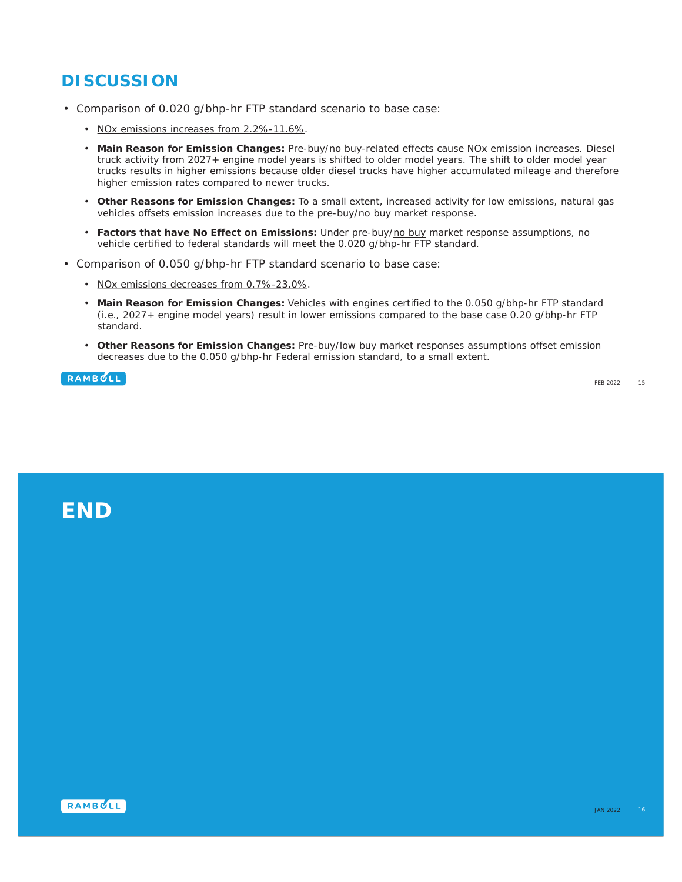# DISCUSSION

- Comparison of 0.020 g/bhp-hr FTP standard scenario to base case:
  - NOx emissions increases from 2.2%-11.6%.
  - **Main Reason for Emission Changes:** Pre-buy/no buy-related effects cause NOx emission increases. Diesel truck activity from 2027+ engine model years is shifted to older model years. The shift to older model year trucks results in higher emissions because older diesel trucks have higher accumulated mileage and therefore higher emission rates compared to newer trucks.
  - **Other Reasons for Emission Changes:** To a small extent, increased activity for low emissions, natural gas vehicles offsets emission increases due to the pre-buy/no buy market response.
  - **Factors that have No Effect on Emissions:** Under pre-buy/no buy market response assumptions, no vehicle certified to federal standards will meet the 0.020 g/bhp-hr FTP standard.
- Comparison of 0.050 g/bhp-hr FTP standard scenario to base case:
  - NOx emissions decreases from 0.7%-23.0%.
  - **Main Reason for Emission Changes:** Vehicles with engines certified to the 0.050 g/bhp-hr FTP standard (i.e., 2027+ engine model years) result in lower emissions compared to the base case 0.20 g/bhp-hr FTP standard.
  - **Other Reasons for Emission Changes:** Pre-buy/low buy market responses assumptions offset emission decreases due to the 0.050 g/bhp-hr Federal emission standard, to a small extent.

# END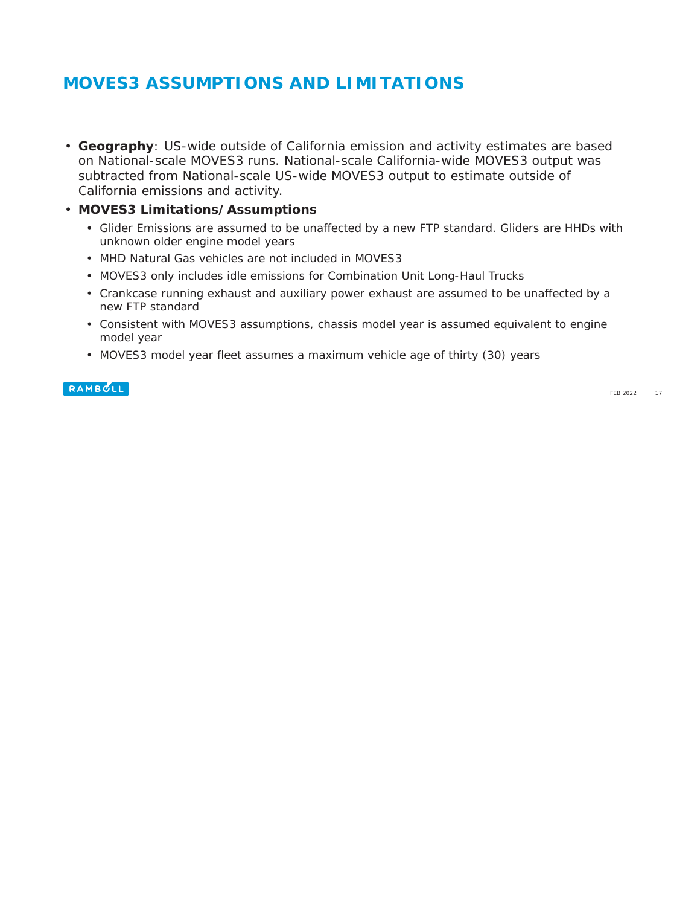# MOVES3 ASSUMPTIONS AND LIMITATIONS

- **Geography**: US-wide outside of California emission and activity estimates are based on National-scale MOVES3 runs. National-scale California-wide MOVES3 output was subtracted from National-scale US-wide MOVES3 output to estimate outside of California emissions and activity.
- **MOVES3 Limitations/Assumptions**
  - Glider Emissions are assumed to be unaffected by a new FTP standard. Gliders are HHDs with unknown older engine model years
  - MHD Natural Gas vehicles are not included in MOVES3
  - MOVES3 only includes idle emissions for Combination Unit Long-Haul Trucks
  - Crankcase running exhaust and auxiliary power exhaust are assumed to be unaffected by a new FTP standard
  - Consistent with MOVES3 assumptions, chassis model year is assumed equivalent to engine model year
  - MOVES3 model year fleet assumes a maximum vehicle age of thirty (30) years